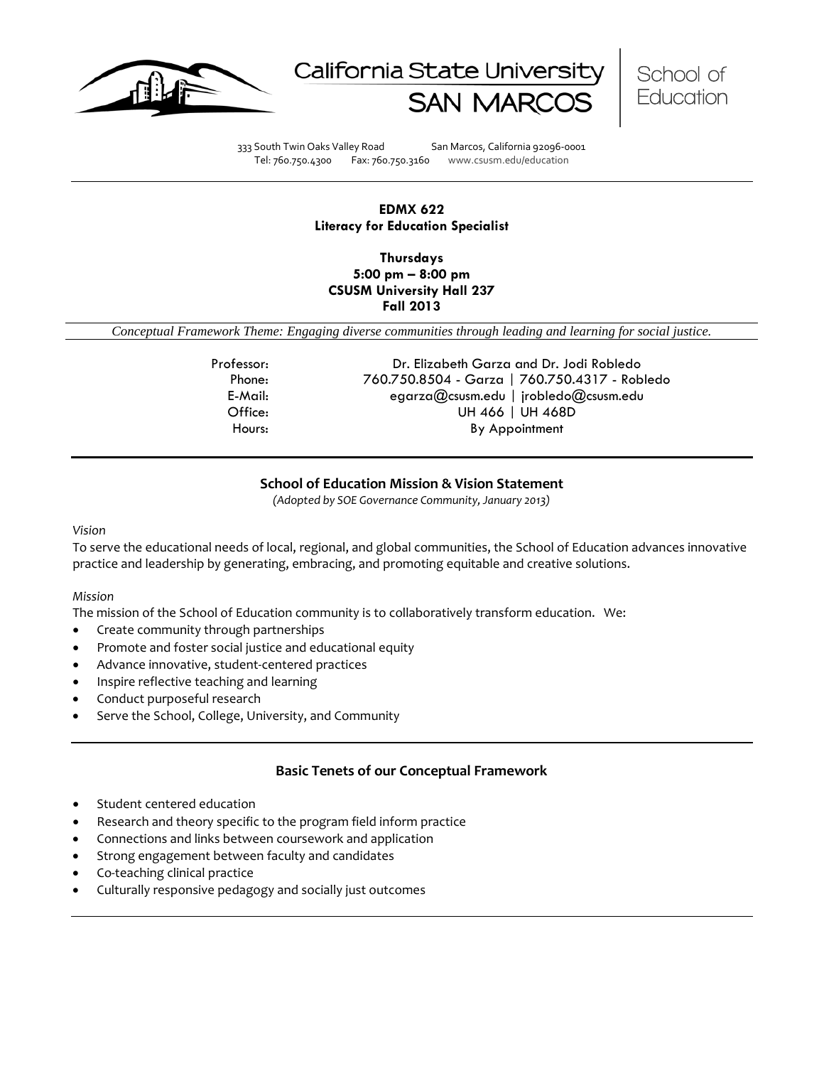California State University SAN MARCOS

School of Education

333 South Twin Oaks Valley Road San Marcos, California 92096-0001
Tel: 760.750.4300 Fax: 760.750.3160 www.csusm.edu/education

**EDMX 622**
**Literacy for Education Specialist**

**Thursdays**
**5:00 pm – 8:00 pm**
**CSUSM University Hall 237**
**Fall 2013**

*Conceptual Framework Theme: Engaging diverse communities through leading and learning for social justice.*

| | |
|---|---|
| Professor: | Dr. Elizabeth Garza and Dr. Jodi Robledo |
| Phone: | 760.750.8504 - Garza \| 760.750.4317 - Robledo |
| E-Mail: | egarza@csusm.edu \| jrobledo@csusm.edu |
| Office: | UH 466 \| UH 468D |
| Hours: | By Appointment |

## School of Education Mission & Vision Statement

*(Adopted by SOE Governance Community, January 2013)*

*Vision*

To serve the educational needs of local, regional, and global communities, the School of Education advances innovative practice and leadership by generating, embracing, and promoting equitable and creative solutions.

*Mission*

The mission of the School of Education community is to collaboratively transform education. We:

- Create community through partnerships
- Promote and foster social justice and educational equity
- Advance innovative, student-centered practices
- Inspire reflective teaching and learning
- Conduct purposeful research
- Serve the School, College, University, and Community

## Basic Tenets of our Conceptual Framework

- Student centered education
- Research and theory specific to the program field inform practice
- Connections and links between coursework and application
- Strong engagement between faculty and candidates
- Co-teaching clinical practice
- Culturally responsive pedagogy and socially just outcomes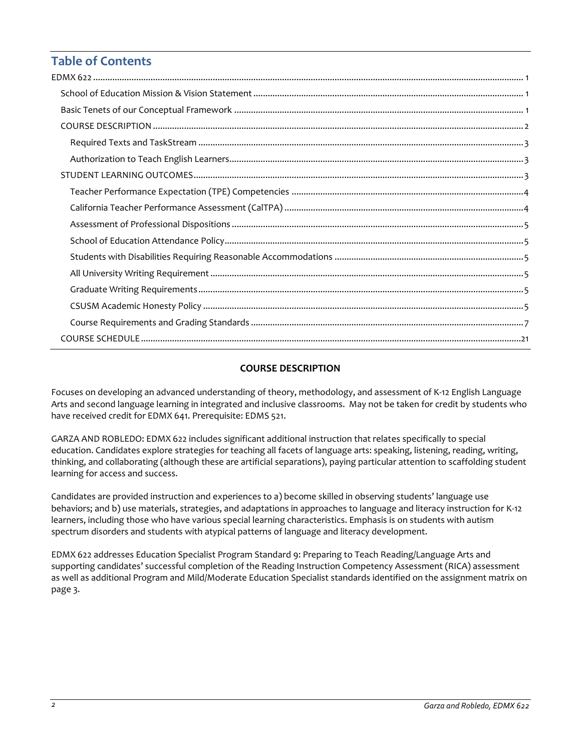## Table of Contents

EDMX 622 .......... 1

- School of Education Mission & Vision Statement .......... 1
- Basic Tenets of our Conceptual Framework .......... 1
- COURSE DESCRIPTION .......... 2
  - Required Texts and TaskStream .......... 3
  - Authorization to Teach English Learners .......... 3
- STUDENT LEARNING OUTCOMES .......... 3
  - Teacher Performance Expectation (TPE) Competencies .......... 4
  - California Teacher Performance Assessment (CalTPA) .......... 4
  - Assessment of Professional Dispositions .......... 5
  - School of Education Attendance Policy .......... 5
  - Students with Disabilities Requiring Reasonable Accommodations .......... 5
  - All University Writing Requirement .......... 5
  - Graduate Writing Requirements .......... 5
  - CSUSM Academic Honesty Policy .......... 5
  - Course Requirements and Grading Standards .......... 7
- COURSE SCHEDULE .......... 21

## COURSE DESCRIPTION

Focuses on developing an advanced understanding of theory, methodology, and assessment of K-12 English Language Arts and second language learning in integrated and inclusive classrooms. May not be taken for credit by students who have received credit for EDMX 641. Prerequisite: EDMS 521.

GARZA AND ROBLEDO: EDMX 622 includes significant additional instruction that relates specifically to special education. Candidates explore strategies for teaching all facets of language arts: speaking, listening, reading, writing, thinking, and collaborating (although these are artificial separations), paying particular attention to scaffolding student learning for access and success.

Candidates are provided instruction and experiences to a) become skilled in observing students' language use behaviors; and b) use materials, strategies, and adaptations in approaches to language and literacy instruction for K-12 learners, including those who have various special learning characteristics. Emphasis is on students with autism spectrum disorders and students with atypical patterns of language and literacy development.

EDMX 622 addresses Education Specialist Program Standard 9: Preparing to Teach Reading/Language Arts and supporting candidates' successful completion of the Reading Instruction Competency Assessment (RICA) assessment as well as additional Program and Mild/Moderate Education Specialist standards identified on the assignment matrix on page 3.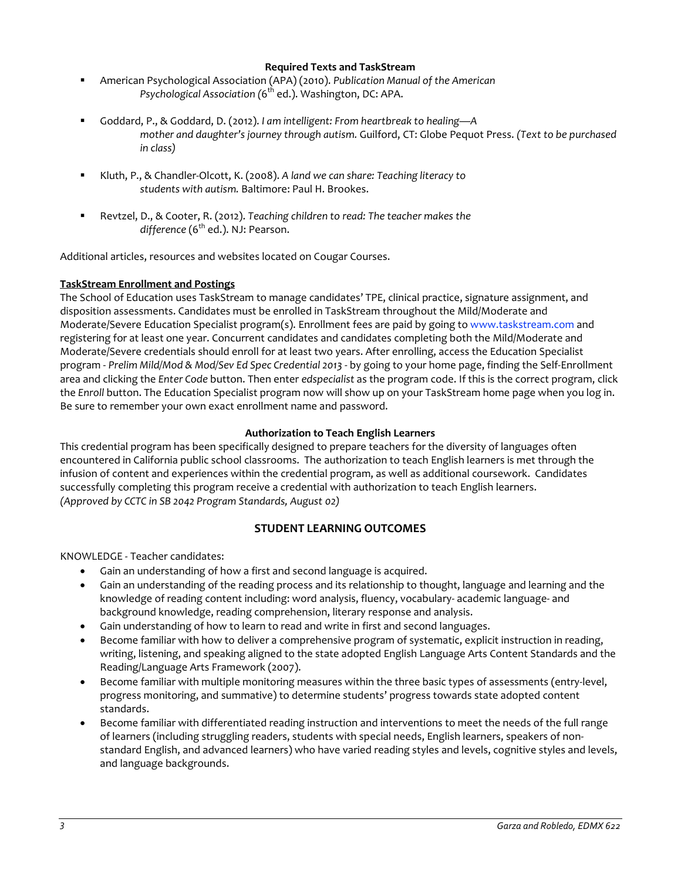### Required Texts and TaskStream

- American Psychological Association (APA) (2010). *Publication Manual of the American Psychological Association (*6th ed.). Washington, DC: APA.
- Goddard, P., & Goddard, D. (2012). *I am intelligent: From heartbreak to healing—A mother and daughter's journey through autism.* Guilford, CT: Globe Pequot Press. *(Text to be purchased in class)*
- Kluth, P., & Chandler-Olcott, K. (2008). *A land we can share: Teaching literacy to students with autism.* Baltimore: Paul H. Brookes.
- Revtzel, D., & Cooter, R. (2012). *Teaching children to read: The teacher makes the difference* (6th ed.). NJ: Pearson.

Additional articles, resources and websites located on Cougar Courses.

**TaskStream Enrollment and Postings**

The School of Education uses TaskStream to manage candidates' TPE, clinical practice, signature assignment, and disposition assessments. Candidates must be enrolled in TaskStream throughout the Mild/Moderate and Moderate/Severe Education Specialist program(s). Enrollment fees are paid by going to www.taskstream.com and registering for at least one year. Concurrent candidates and candidates completing both the Mild/Moderate and Moderate/Severe credentials should enroll for at least two years. After enrolling, access the Education Specialist program - *Prelim Mild/Mod & Mod/Sev Ed Spec Credential 2013* - by going to your home page, finding the Self-Enrollment area and clicking the *Enter Code* button. Then enter *edspecialist* as the program code. If this is the correct program, click the *Enroll* button. The Education Specialist program now will show up on your TaskStream home page when you log in. Be sure to remember your own exact enrollment name and password.

### Authorization to Teach English Learners

This credential program has been specifically designed to prepare teachers for the diversity of languages often encountered in California public school classrooms. The authorization to teach English learners is met through the infusion of content and experiences within the credential program, as well as additional coursework. Candidates successfully completing this program receive a credential with authorization to teach English learners.
*(Approved by CCTC in SB 2042 Program Standards, August 02)*

## STUDENT LEARNING OUTCOMES

KNOWLEDGE - Teacher candidates:

- Gain an understanding of how a first and second language is acquired.
- Gain an understanding of the reading process and its relationship to thought, language and learning and the knowledge of reading content including: word analysis, fluency, vocabulary- academic language- and background knowledge, reading comprehension, literary response and analysis.
- Gain understanding of how to learn to read and write in first and second languages.
- Become familiar with how to deliver a comprehensive program of systematic, explicit instruction in reading, writing, listening, and speaking aligned to the state adopted English Language Arts Content Standards and the Reading/Language Arts Framework (2007).
- Become familiar with multiple monitoring measures within the three basic types of assessments (entry-level, progress monitoring, and summative) to determine students' progress towards state adopted content standards.
- Become familiar with differentiated reading instruction and interventions to meet the needs of the full range of learners (including struggling readers, students with special needs, English learners, speakers of non-standard English, and advanced learners) who have varied reading styles and levels, cognitive styles and levels, and language backgrounds.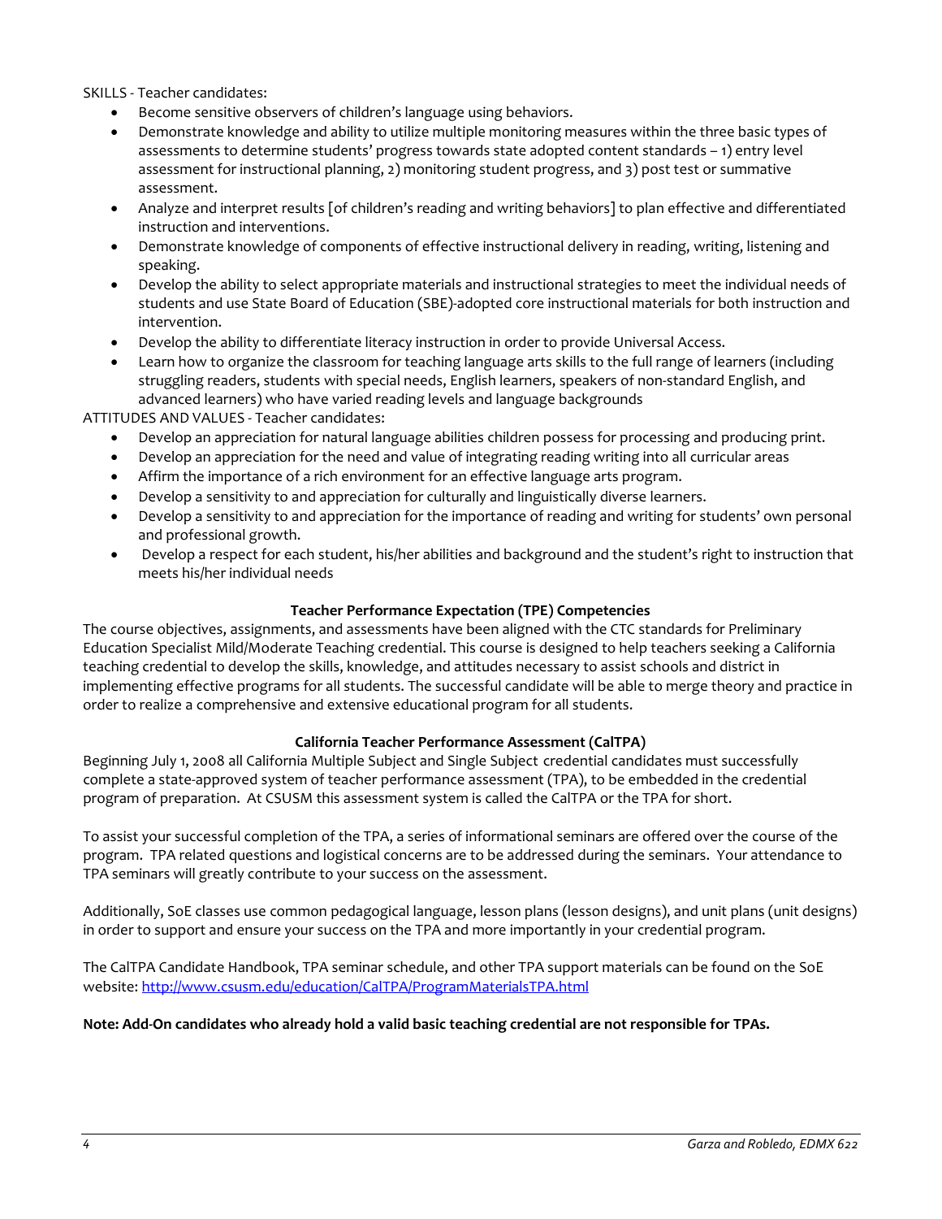SKILLS - Teacher candidates:

- Become sensitive observers of children's language using behaviors.
- Demonstrate knowledge and ability to utilize multiple monitoring measures within the three basic types of assessments to determine students' progress towards state adopted content standards – 1) entry level assessment for instructional planning, 2) monitoring student progress, and 3) post test or summative assessment.
- Analyze and interpret results [of children's reading and writing behaviors] to plan effective and differentiated instruction and interventions.
- Demonstrate knowledge of components of effective instructional delivery in reading, writing, listening and speaking.
- Develop the ability to select appropriate materials and instructional strategies to meet the individual needs of students and use State Board of Education (SBE)-adopted core instructional materials for both instruction and intervention.
- Develop the ability to differentiate literacy instruction in order to provide Universal Access.
- Learn how to organize the classroom for teaching language arts skills to the full range of learners (including struggling readers, students with special needs, English learners, speakers of non-standard English, and advanced learners) who have varied reading levels and language backgrounds

ATTITUDES AND VALUES - Teacher candidates:

- Develop an appreciation for natural language abilities children possess for processing and producing print.
- Develop an appreciation for the need and value of integrating reading writing into all curricular areas
- Affirm the importance of a rich environment for an effective language arts program.
- Develop a sensitivity to and appreciation for culturally and linguistically diverse learners.
- Develop a sensitivity to and appreciation for the importance of reading and writing for students' own personal and professional growth.
- Develop a respect for each student, his/her abilities and background and the student's right to instruction that meets his/her individual needs

## Teacher Performance Expectation (TPE) Competencies

The course objectives, assignments, and assessments have been aligned with the CTC standards for Preliminary Education Specialist Mild/Moderate Teaching credential. This course is designed to help teachers seeking a California teaching credential to develop the skills, knowledge, and attitudes necessary to assist schools and district in implementing effective programs for all students. The successful candidate will be able to merge theory and practice in order to realize a comprehensive and extensive educational program for all students.

## California Teacher Performance Assessment (CalTPA)

Beginning July 1, 2008 all California Multiple Subject and Single Subject credential candidates must successfully complete a state-approved system of teacher performance assessment (TPA), to be embedded in the credential program of preparation. At CSUSM this assessment system is called the CalTPA or the TPA for short.

To assist your successful completion of the TPA, a series of informational seminars are offered over the course of the program. TPA related questions and logistical concerns are to be addressed during the seminars. Your attendance to TPA seminars will greatly contribute to your success on the assessment.

Additionally, SoE classes use common pedagogical language, lesson plans (lesson designs), and unit plans (unit designs) in order to support and ensure your success on the TPA and more importantly in your credential program.

The CalTPA Candidate Handbook, TPA seminar schedule, and other TPA support materials can be found on the SoE website: http://www.csusm.edu/education/CalTPA/ProgramMaterialsTPA.html

**Note: Add-On candidates who already hold a valid basic teaching credential are not responsible for TPAs.**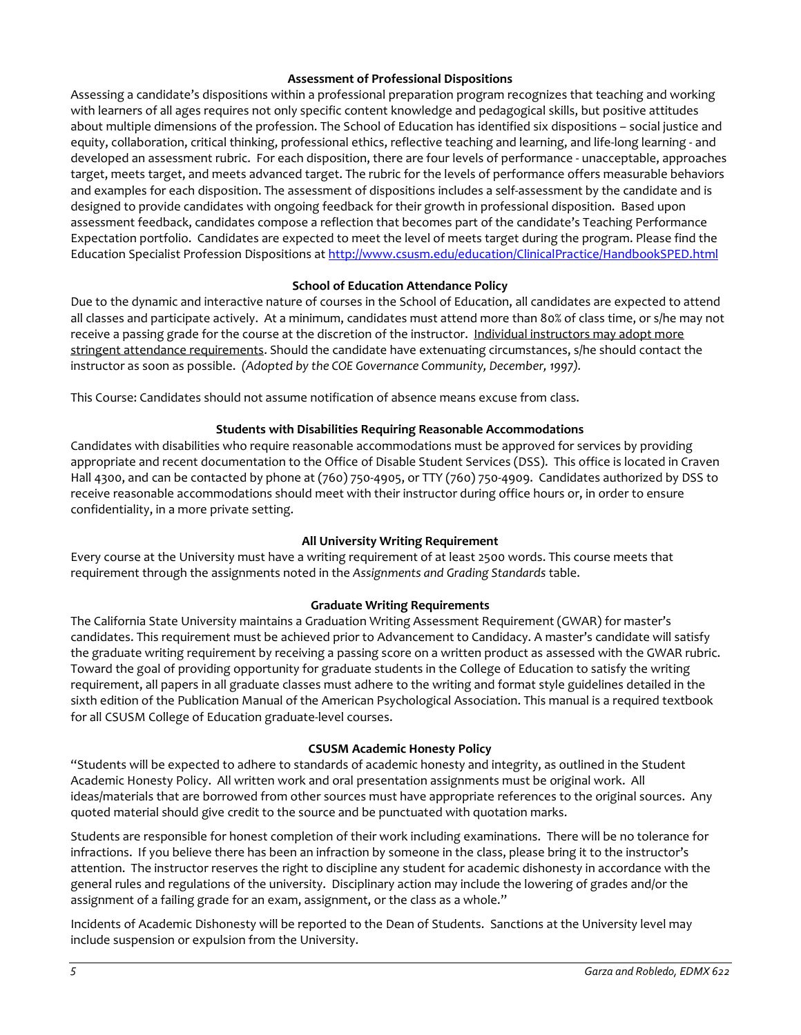### Assessment of Professional Dispositions

Assessing a candidate's dispositions within a professional preparation program recognizes that teaching and working with learners of all ages requires not only specific content knowledge and pedagogical skills, but positive attitudes about multiple dimensions of the profession. The School of Education has identified six dispositions – social justice and equity, collaboration, critical thinking, professional ethics, reflective teaching and learning, and life-long learning - and developed an assessment rubric. For each disposition, there are four levels of performance - unacceptable, approaches target, meets target, and meets advanced target. The rubric for the levels of performance offers measurable behaviors and examples for each disposition. The assessment of dispositions includes a self-assessment by the candidate and is designed to provide candidates with ongoing feedback for their growth in professional disposition. Based upon assessment feedback, candidates compose a reflection that becomes part of the candidate's Teaching Performance Expectation portfolio. Candidates are expected to meet the level of meets target during the program. Please find the Education Specialist Profession Dispositions at http://www.csusm.edu/education/ClinicalPractice/HandbookSPED.html

### School of Education Attendance Policy

Due to the dynamic and interactive nature of courses in the School of Education, all candidates are expected to attend all classes and participate actively. At a minimum, candidates must attend more than 80% of class time, or s/he may not receive a passing grade for the course at the discretion of the instructor. Individual instructors may adopt more stringent attendance requirements. Should the candidate have extenuating circumstances, s/he should contact the instructor as soon as possible. *(Adopted by the COE Governance Community, December, 1997).*

This Course: Candidates should not assume notification of absence means excuse from class.

### Students with Disabilities Requiring Reasonable Accommodations

Candidates with disabilities who require reasonable accommodations must be approved for services by providing appropriate and recent documentation to the Office of Disable Student Services (DSS). This office is located in Craven Hall 4300, and can be contacted by phone at (760) 750-4905, or TTY (760) 750-4909. Candidates authorized by DSS to receive reasonable accommodations should meet with their instructor during office hours or, in order to ensure confidentiality, in a more private setting.

### All University Writing Requirement

Every course at the University must have a writing requirement of at least 2500 words. This course meets that requirement through the assignments noted in the *Assignments and Grading Standards* table.

### Graduate Writing Requirements

The California State University maintains a Graduation Writing Assessment Requirement (GWAR) for master's candidates. This requirement must be achieved prior to Advancement to Candidacy. A master's candidate will satisfy the graduate writing requirement by receiving a passing score on a written product as assessed with the GWAR rubric. Toward the goal of providing opportunity for graduate students in the College of Education to satisfy the writing requirement, all papers in all graduate classes must adhere to the writing and format style guidelines detailed in the sixth edition of the Publication Manual of the American Psychological Association. This manual is a required textbook for all CSUSM College of Education graduate-level courses.

### CSUSM Academic Honesty Policy

"Students will be expected to adhere to standards of academic honesty and integrity, as outlined in the Student Academic Honesty Policy. All written work and oral presentation assignments must be original work. All ideas/materials that are borrowed from other sources must have appropriate references to the original sources. Any quoted material should give credit to the source and be punctuated with quotation marks.

Students are responsible for honest completion of their work including examinations. There will be no tolerance for infractions. If you believe there has been an infraction by someone in the class, please bring it to the instructor's attention. The instructor reserves the right to discipline any student for academic dishonesty in accordance with the general rules and regulations of the university. Disciplinary action may include the lowering of grades and/or the assignment of a failing grade for an exam, assignment, or the class as a whole."

Incidents of Academic Dishonesty will be reported to the Dean of Students. Sanctions at the University level may include suspension or expulsion from the University.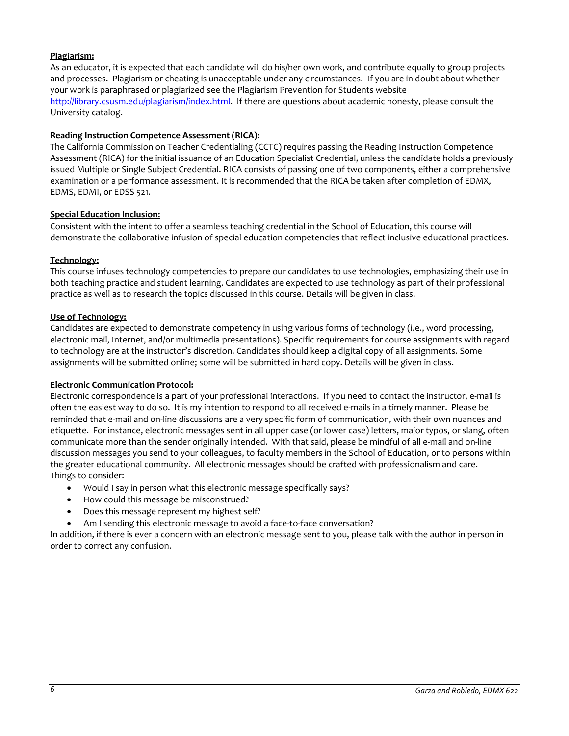**Plagiarism:**
As an educator, it is expected that each candidate will do his/her own work, and contribute equally to group projects and processes. Plagiarism or cheating is unacceptable under any circumstances. If you are in doubt about whether your work is paraphrased or plagiarized see the Plagiarism Prevention for Students website http://library.csusm.edu/plagiarism/index.html. If there are questions about academic honesty, please consult the University catalog.

**Reading Instruction Competence Assessment (RICA):**
The California Commission on Teacher Credentialing (CCTC) requires passing the Reading Instruction Competence Assessment (RICA) for the initial issuance of an Education Specialist Credential, unless the candidate holds a previously issued Multiple or Single Subject Credential. RICA consists of passing one of two components, either a comprehensive examination or a performance assessment. It is recommended that the RICA be taken after completion of EDMX, EDMS, EDMI, or EDSS 521.

**Special Education Inclusion:**
Consistent with the intent to offer a seamless teaching credential in the School of Education, this course will demonstrate the collaborative infusion of special education competencies that reflect inclusive educational practices.

**Technology:**
This course infuses technology competencies to prepare our candidates to use technologies, emphasizing their use in both teaching practice and student learning. Candidates are expected to use technology as part of their professional practice as well as to research the topics discussed in this course. Details will be given in class.

**Use of Technology:**
Candidates are expected to demonstrate competency in using various forms of technology (i.e., word processing, electronic mail, Internet, and/or multimedia presentations). Specific requirements for course assignments with regard to technology are at the instructor's discretion. Candidates should keep a digital copy of all assignments. Some assignments will be submitted online; some will be submitted in hard copy. Details will be given in class.

**Electronic Communication Protocol:**
Electronic correspondence is a part of your professional interactions. If you need to contact the instructor, e-mail is often the easiest way to do so. It is my intention to respond to all received e-mails in a timely manner. Please be reminded that e-mail and on-line discussions are a very specific form of communication, with their own nuances and etiquette. For instance, electronic messages sent in all upper case (or lower case) letters, major typos, or slang, often communicate more than the sender originally intended. With that said, please be mindful of all e-mail and on-line discussion messages you send to your colleagues, to faculty members in the School of Education, or to persons within the greater educational community. All electronic messages should be crafted with professionalism and care.
Things to consider:

- Would I say in person what this electronic message specifically says?
- How could this message be misconstrued?
- Does this message represent my highest self?
- Am I sending this electronic message to avoid a face-to-face conversation?

In addition, if there is ever a concern with an electronic message sent to you, please talk with the author in person in order to correct any confusion.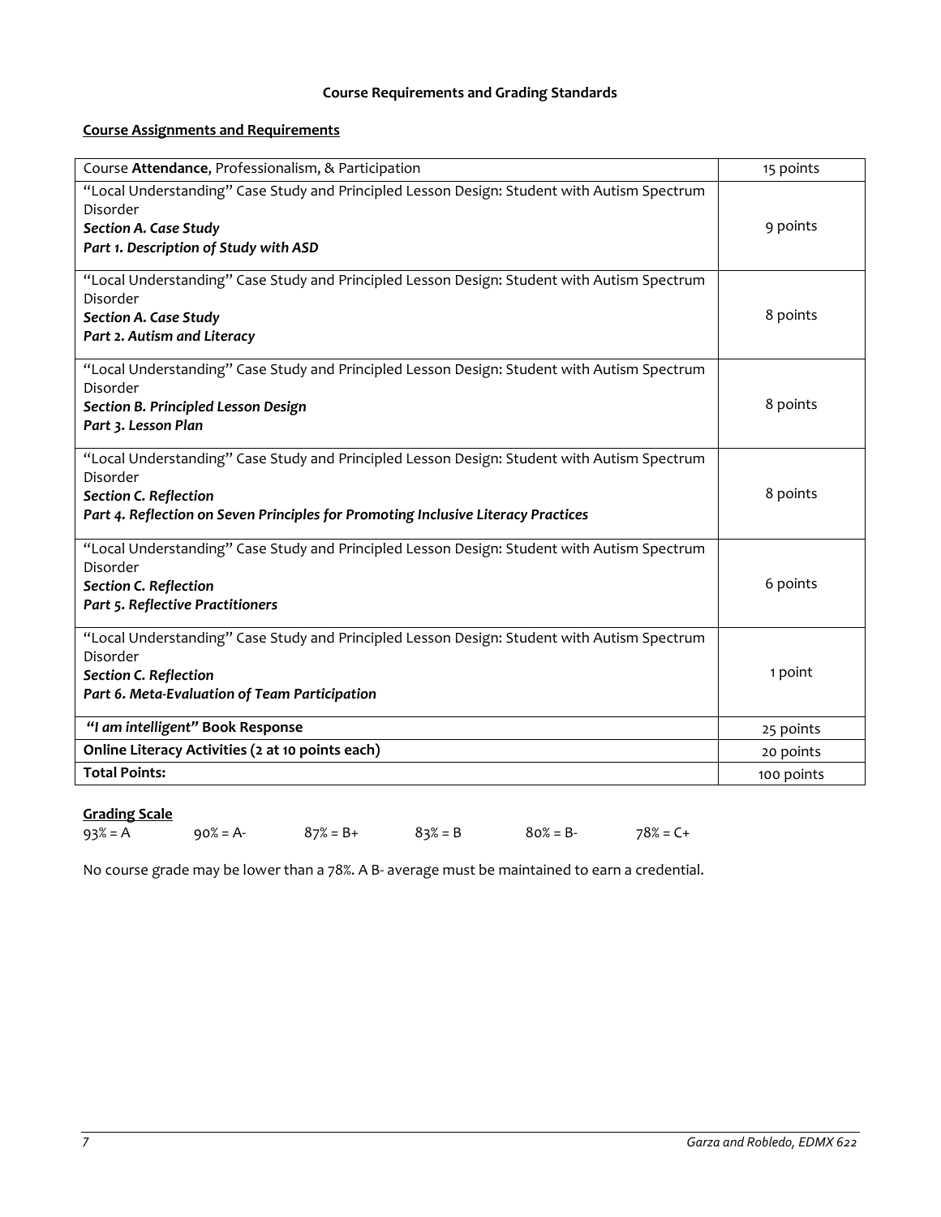### Course Requirements and Grading Standards

**Course Assignments and Requirements**

| | |
|---|---|
| Course **Attendance**, Professionalism, & Participation | 15 points |
| "Local Understanding" Case Study and Principled Lesson Design: Student with Autism Spectrum Disorder<br>***Section A. Case Study***<br>***Part 1. Description of Study with ASD*** | 9 points |
| "Local Understanding" Case Study and Principled Lesson Design: Student with Autism Spectrum Disorder<br>***Section A. Case Study***<br>***Part 2. Autism and Literacy*** | 8 points |
| "Local Understanding" Case Study and Principled Lesson Design: Student with Autism Spectrum Disorder<br>***Section B. Principled Lesson Design***<br>***Part 3. Lesson Plan*** | 8 points |
| "Local Understanding" Case Study and Principled Lesson Design: Student with Autism Spectrum Disorder<br>***Section C. Reflection***<br>***Part 4. Reflection on Seven Principles for Promoting Inclusive Literacy Practices*** | 8 points |
| "Local Understanding" Case Study and Principled Lesson Design: Student with Autism Spectrum Disorder<br>***Section C. Reflection***<br>***Part 5. Reflective Practitioners*** | 6 points |
| "Local Understanding" Case Study and Principled Lesson Design: Student with Autism Spectrum Disorder<br>***Section C. Reflection***<br>***Part 6. Meta-Evaluation of Team Participation*** | 1 point |
| ***"I am intelligent"*** **Book Response** | 25 points |
| **Online Literacy Activities (2 at 10 points each)** | 20 points |
| **Total Points:** | 100 points |

**Grading Scale**

93% = A 90% = A- 87% = B+ 83% = B 80% = B- 78% = C+

No course grade may be lower than a 78%. A B- average must be maintained to earn a credential.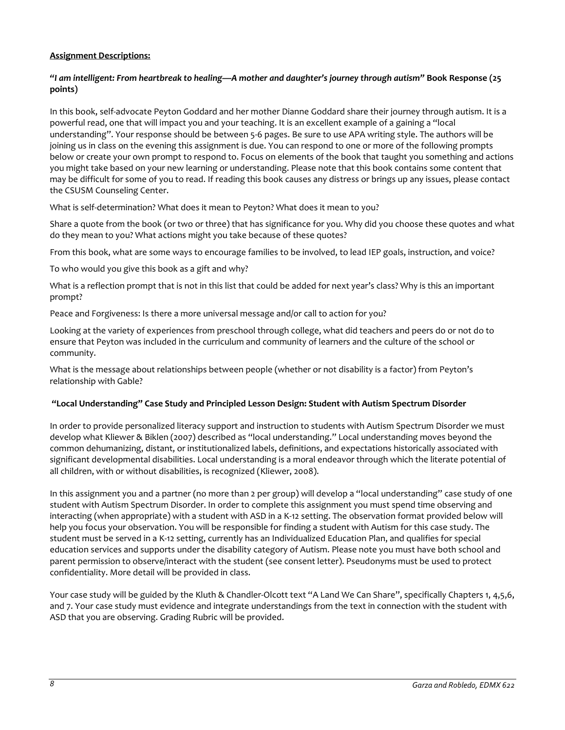**Assignment Descriptions:**

***"I am intelligent: From heartbreak to healing—A mother and daughter's journey through autism"* Book Response (25 points)**

In this book, self-advocate Peyton Goddard and her mother Dianne Goddard share their journey through autism. It is a powerful read, one that will impact you and your teaching. It is an excellent example of a gaining a "local understanding". Your response should be between 5-6 pages. Be sure to use APA writing style. The authors will be joining us in class on the evening this assignment is due. You can respond to one or more of the following prompts below or create your own prompt to respond to. Focus on elements of the book that taught you something and actions you might take based on your new learning or understanding. Please note that this book contains some content that may be difficult for some of you to read. If reading this book causes any distress or brings up any issues, please contact the CSUSM Counseling Center.

What is self-determination? What does it mean to Peyton? What does it mean to you?

Share a quote from the book (or two or three) that has significance for you. Why did you choose these quotes and what do they mean to you? What actions might you take because of these quotes?

From this book, what are some ways to encourage families to be involved, to lead IEP goals, instruction, and voice?

To who would you give this book as a gift and why?

What is a reflection prompt that is not in this list that could be added for next year's class? Why is this an important prompt?

Peace and Forgiveness: Is there a more universal message and/or call to action for you?

Looking at the variety of experiences from preschool through college, what did teachers and peers do or not do to ensure that Peyton was included in the curriculum and community of learners and the culture of the school or community.

What is the message about relationships between people (whether or not disability is a factor) from Peyton's relationship with Gable?

**"Local Understanding" Case Study and Principled Lesson Design: Student with Autism Spectrum Disorder**

In order to provide personalized literacy support and instruction to students with Autism Spectrum Disorder we must develop what Kliewer & Biklen (2007) described as "local understanding." Local understanding moves beyond the common dehumanizing, distant, or institutionalized labels, definitions, and expectations historically associated with significant developmental disabilities. Local understanding is a moral endeavor through which the literate potential of all children, with or without disabilities, is recognized (Kliewer, 2008).

In this assignment you and a partner (no more than 2 per group) will develop a "local understanding" case study of one student with Autism Spectrum Disorder. In order to complete this assignment you must spend time observing and interacting (when appropriate) with a student with ASD in a K-12 setting. The observation format provided below will help you focus your observation. You will be responsible for finding a student with Autism for this case study. The student must be served in a K-12 setting, currently has an Individualized Education Plan, and qualifies for special education services and supports under the disability category of Autism. Please note you must have both school and parent permission to observe/interact with the student (see consent letter). Pseudonyms must be used to protect confidentiality. More detail will be provided in class.

Your case study will be guided by the Kluth & Chandler-Olcott text "A Land We Can Share", specifically Chapters 1, 4,5,6, and 7. Your case study must evidence and integrate understandings from the text in connection with the student with ASD that you are observing. Grading Rubric will be provided.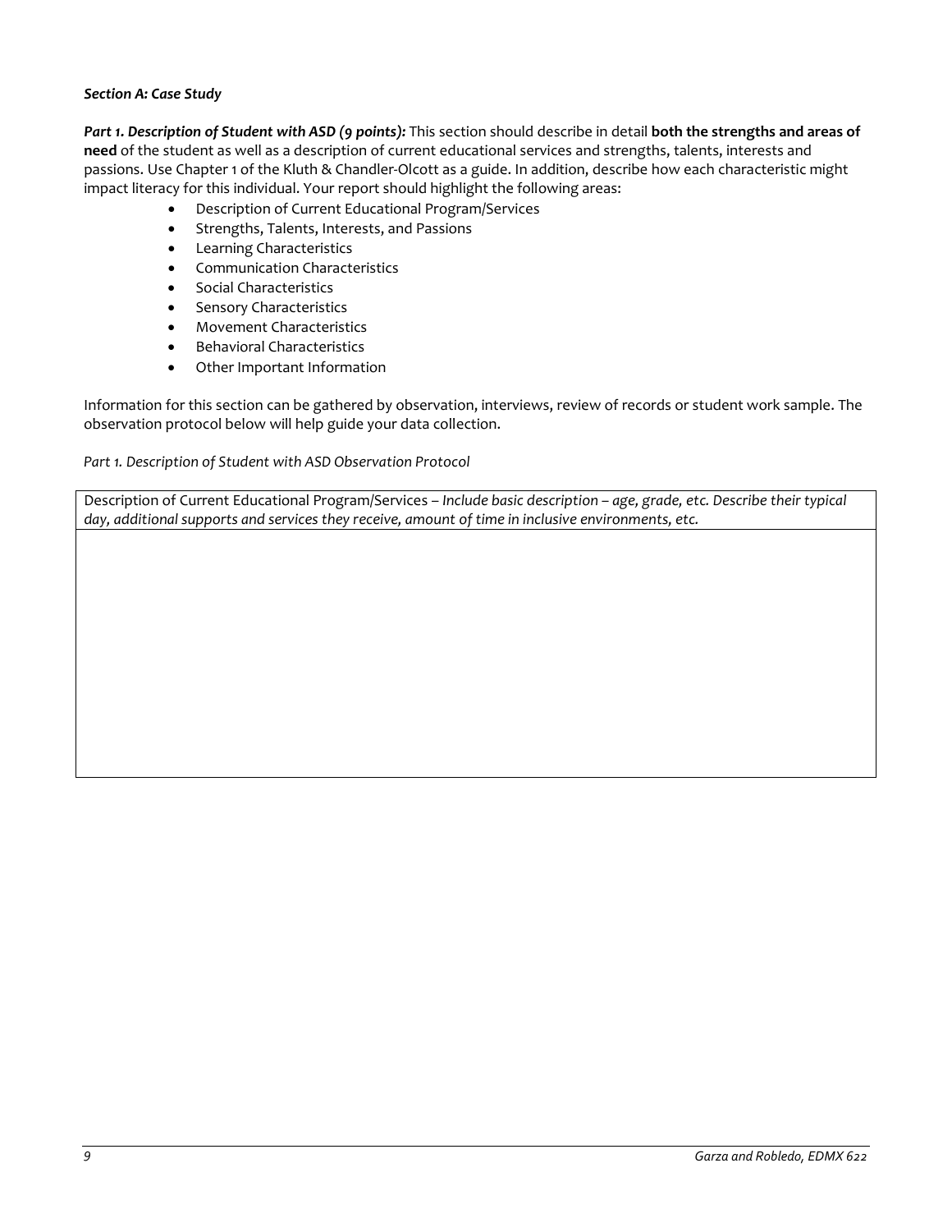***Section A: Case Study***

***Part 1. Description of Student with ASD (9 points):*** This section should describe in detail **both the strengths and areas of need** of the student as well as a description of current educational services and strengths, talents, interests and passions. Use Chapter 1 of the Kluth & Chandler-Olcott as a guide. In addition, describe how each characteristic might impact literacy for this individual. Your report should highlight the following areas:

- Description of Current Educational Program/Services
- Strengths, Talents, Interests, and Passions
- Learning Characteristics
- Communication Characteristics
- Social Characteristics
- Sensory Characteristics
- Movement Characteristics
- Behavioral Characteristics
- Other Important Information

Information for this section can be gathered by observation, interviews, review of records or student work sample. The observation protocol below will help guide your data collection.

*Part 1. Description of Student with ASD Observation Protocol*

| Description of Current Educational Program/Services – *Include basic description – age, grade, etc. Describe their typical day, additional supports and services they receive, amount of time in inclusive environments, etc.* |
| --- |
| |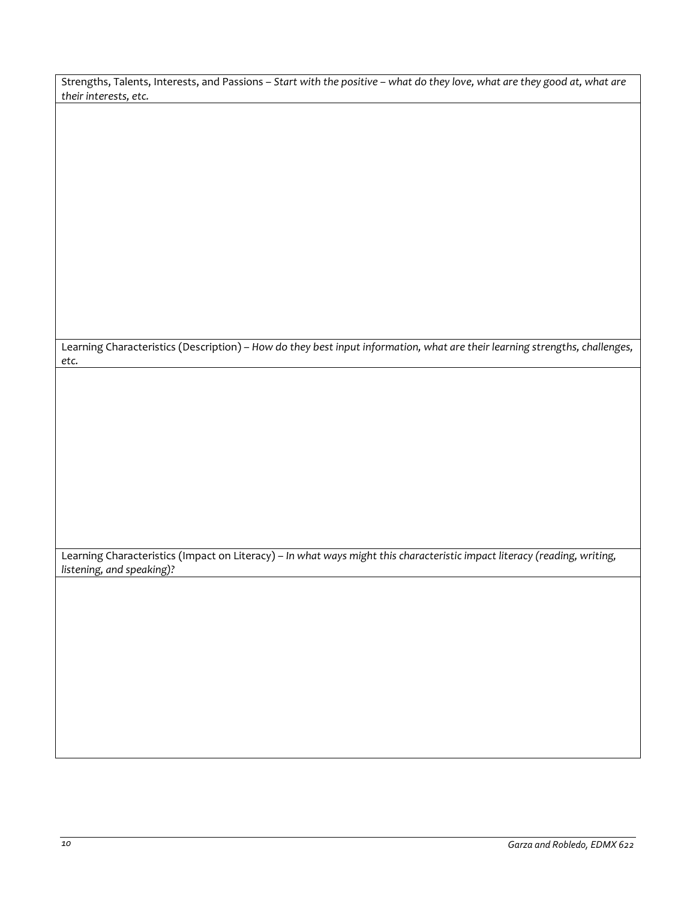| Strengths, Talents, Interests, and Passions – *Start with the positive – what do they love, what are they good at, what are their interests, etc.* |
| --- |
| |
| Learning Characteristics (Description) – *How do they best input information, what are their learning strengths, challenges, etc.* |
| |
| Learning Characteristics (Impact on Literacy) – *In what ways might this characteristic impact literacy (reading, writing, listening, and speaking)?* |
| |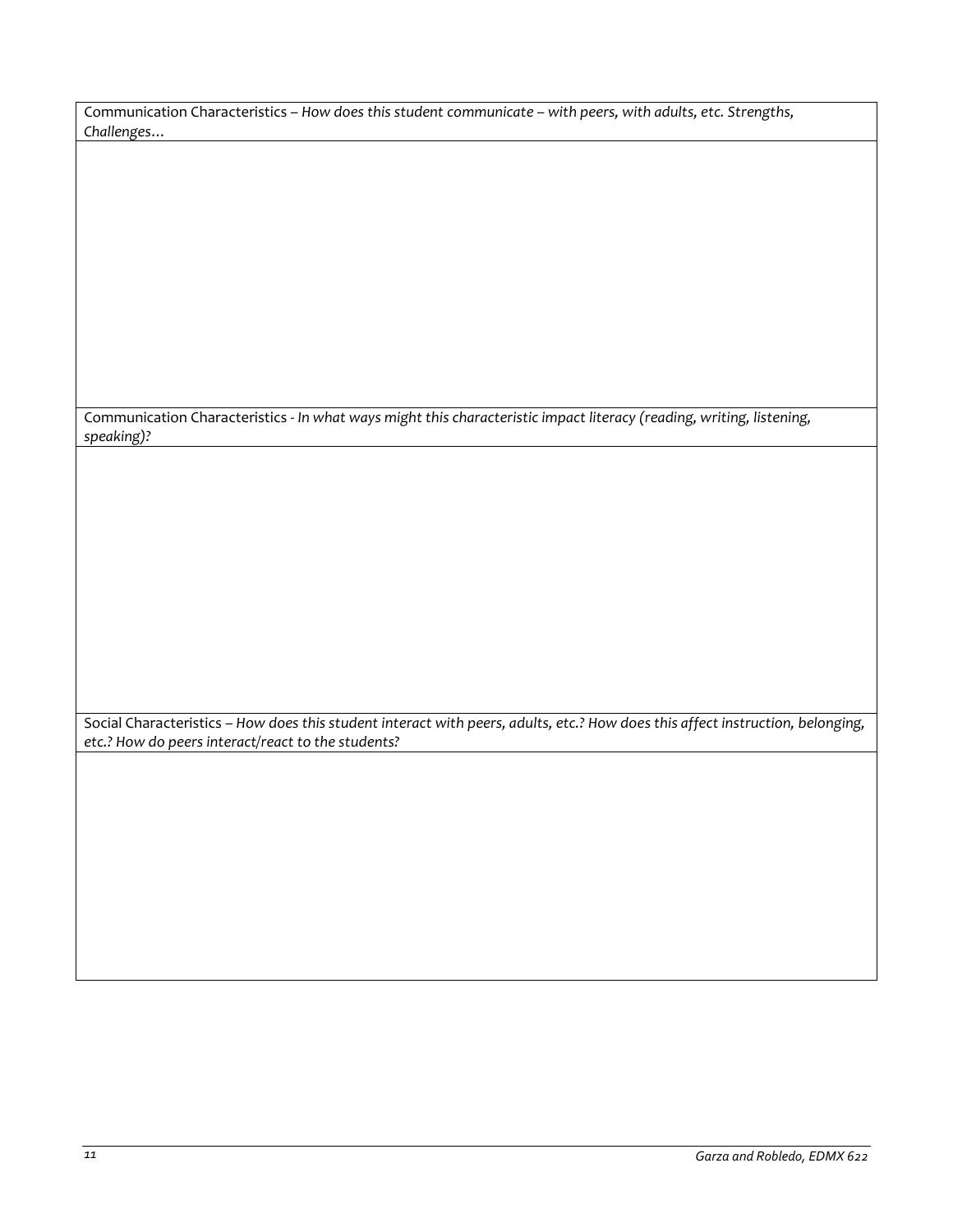| Communication Characteristics – *How does this student communicate – with peers, with adults, etc. Strengths, Challenges…* |
| --- |
| |
| Communication Characteristics - *In what ways might this characteristic impact literacy (reading, writing, listening, speaking)?* |
| |
| Social Characteristics – *How does this student interact with peers, adults, etc.? How does this affect instruction, belonging, etc.? How do peers interact/react to the students?* |
| |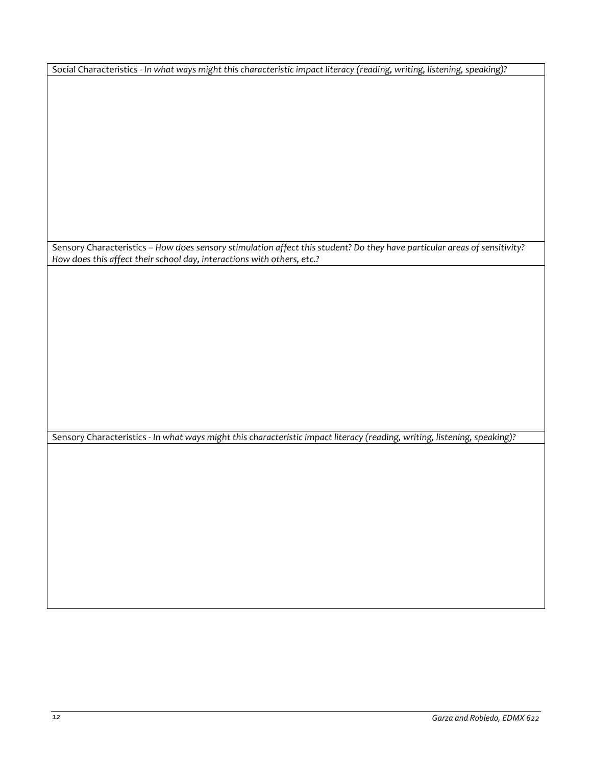| Social Characteristics - *In what ways might this characteristic impact literacy (reading, writing, listening, speaking)?* |
| --- |
| |
| Sensory Characteristics – *How does sensory stimulation affect this student? Do they have particular areas of sensitivity? How does this affect their school day, interactions with others, etc.?* |
| |
| Sensory Characteristics - *In what ways might this characteristic impact literacy (reading, writing, listening, speaking)?* |
| |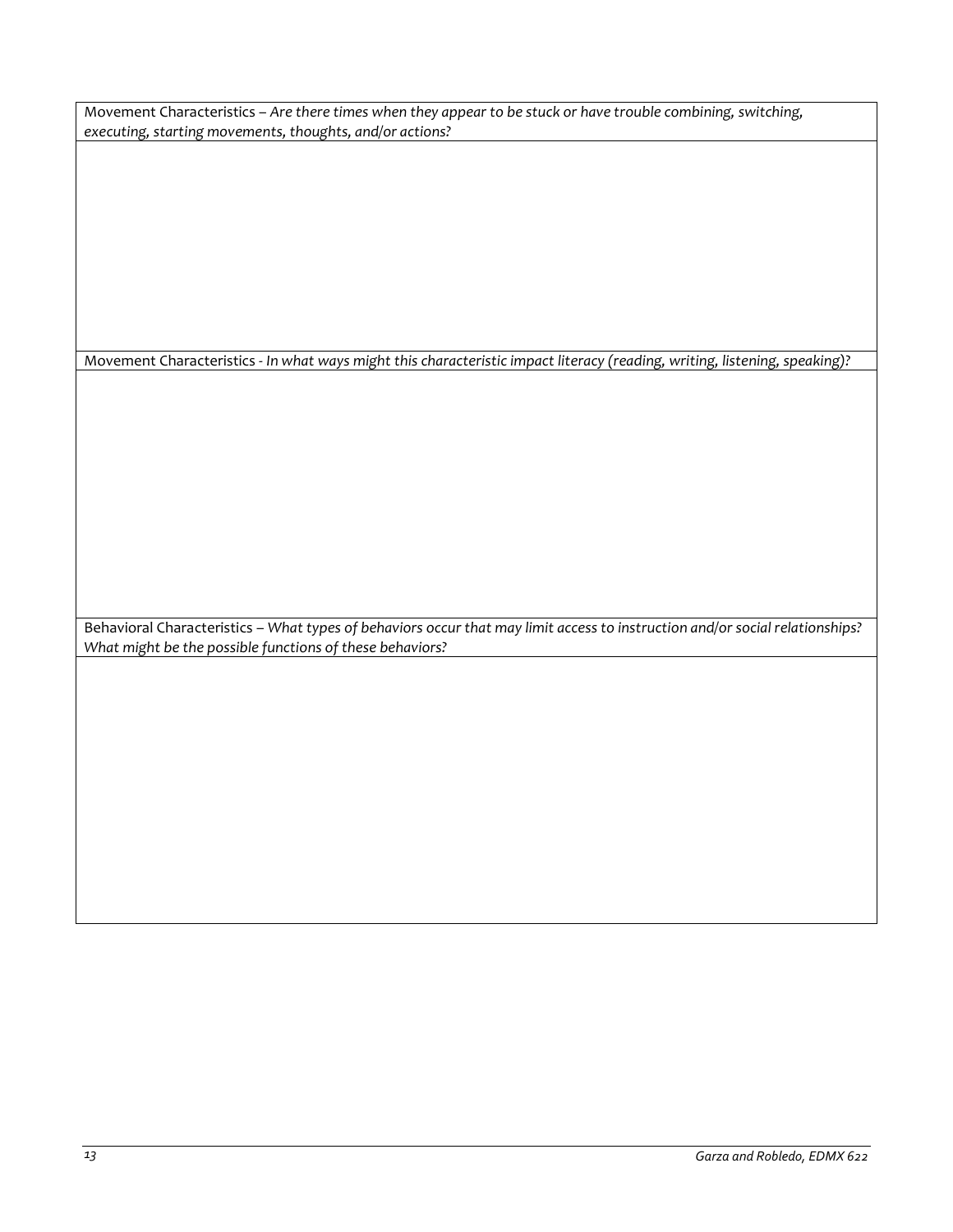| Movement Characteristics – *Are there times when they appear to be stuck or have trouble combining, switching, executing, starting movements, thoughts, and/or actions?* |
|---|
| |
| Movement Characteristics - *In what ways might this characteristic impact literacy (reading, writing, listening, speaking)?* |
| |
| Behavioral Characteristics – *What types of behaviors occur that may limit access to instruction and/or social relationships? What might be the possible functions of these behaviors?* |
| |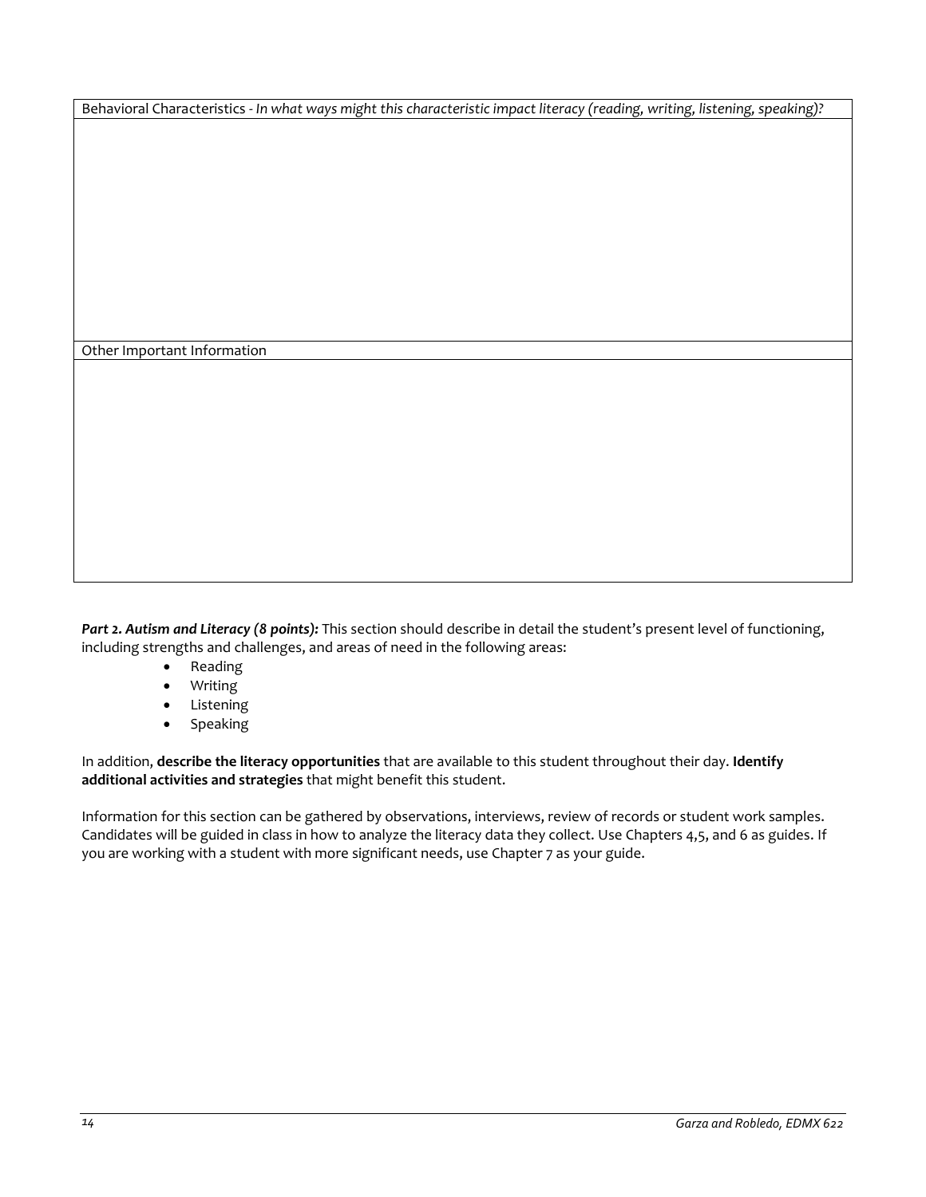| Behavioral Characteristics - *In what ways might this characteristic impact literacy (reading, writing, listening, speaking)?* |
| --- |
| |
| Other Important Information |
| |

***Part 2. Autism and Literacy (8 points):*** This section should describe in detail the student's present level of functioning, including strengths and challenges, and areas of need in the following areas:

- Reading
- Writing
- Listening
- Speaking

In addition, **describe the literacy opportunities** that are available to this student throughout their day. **Identify additional activities and strategies** that might benefit this student.

Information for this section can be gathered by observations, interviews, review of records or student work samples. Candidates will be guided in class in how to analyze the literacy data they collect. Use Chapters 4,5, and 6 as guides. If you are working with a student with more significant needs, use Chapter 7 as your guide.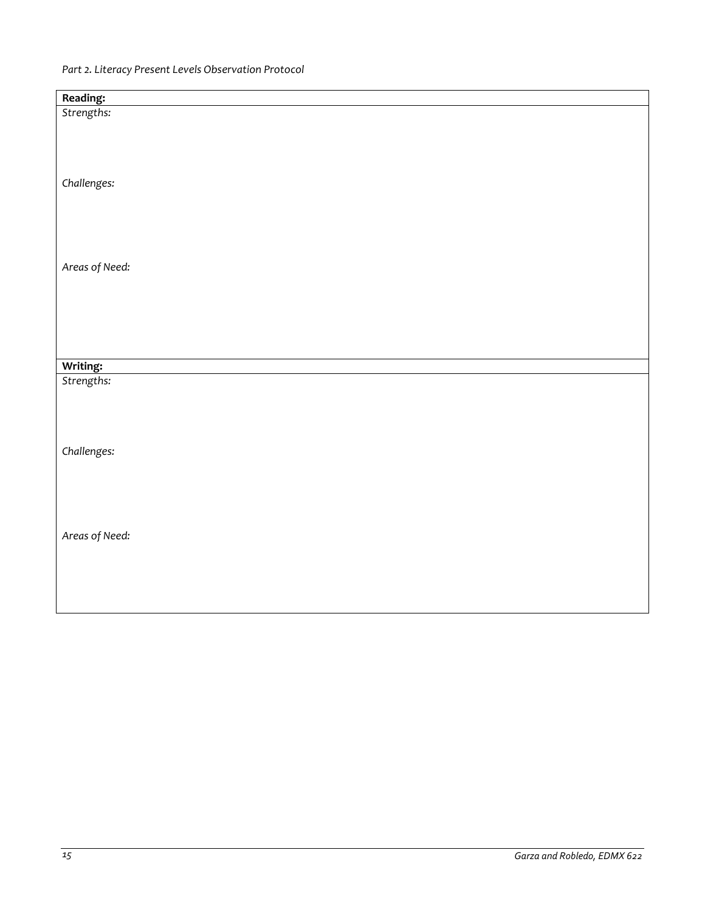*Part 2. Literacy Present Levels Observation Protocol*

| **Reading:** |
| --- |
| *Strengths:*<br><br><br>*Challenges:*<br><br><br>*Areas of Need:* |
| **Writing:** |
| *Strengths:*<br><br><br>*Challenges:*<br><br><br>*Areas of Need:* |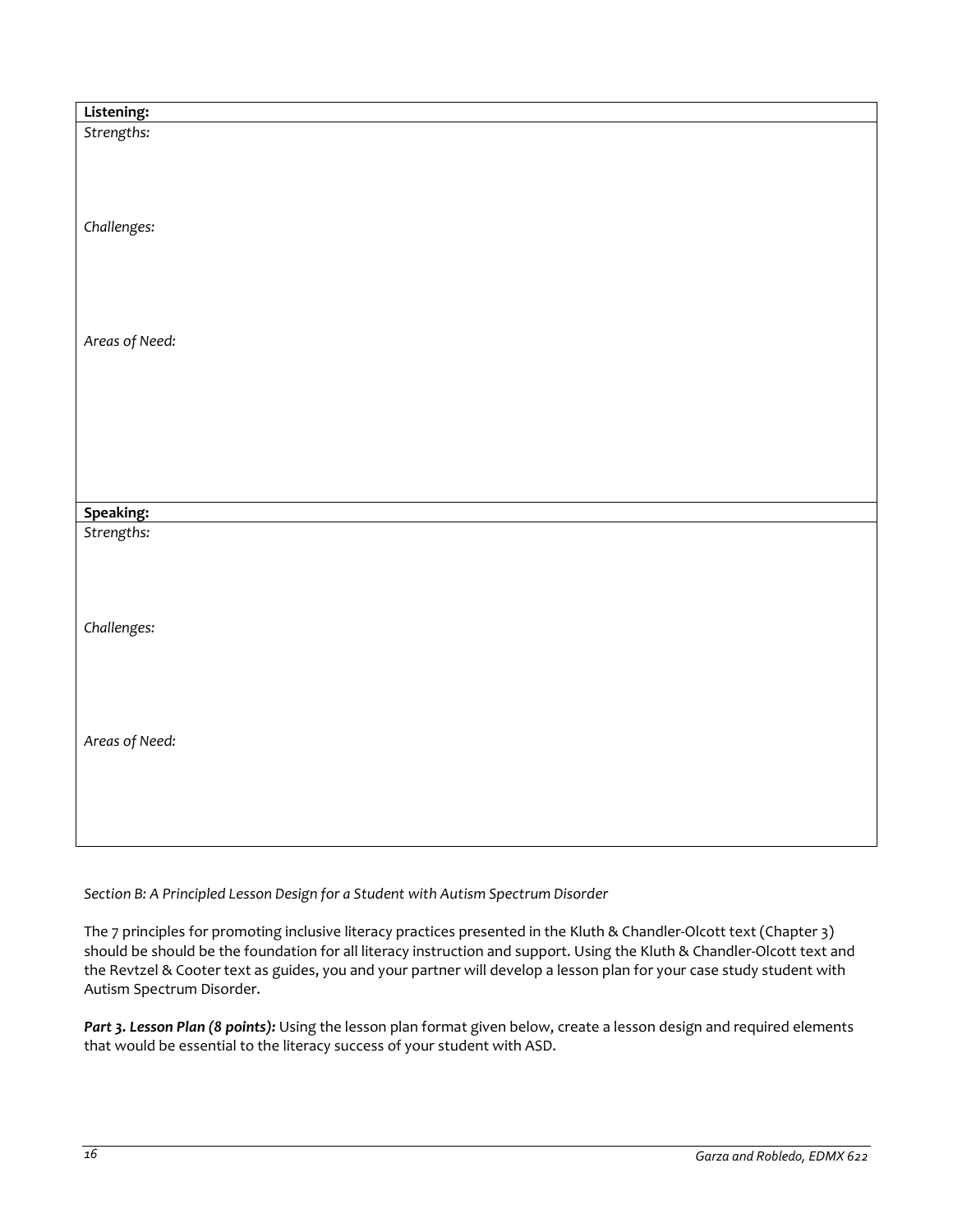| Listening: |
| --- |
| *Strengths:*<br><br><br>*Challenges:*<br><br><br>*Areas of Need:* |

| Speaking: |
| --- |
| *Strengths:*<br><br><br>*Challenges:*<br><br><br>*Areas of Need:* |

*Section B: A Principled Lesson Design for a Student with Autism Spectrum Disorder*

The 7 principles for promoting inclusive literacy practices presented in the Kluth & Chandler-Olcott text (Chapter 3) should be should be the foundation for all literacy instruction and support. Using the Kluth & Chandler-Olcott text and the Revtzel & Cooter text as guides, you and your partner will develop a lesson plan for your case study student with Autism Spectrum Disorder.

***Part 3. Lesson Plan (8 points):*** Using the lesson plan format given below, create a lesson design and required elements that would be essential to the literacy success of your student with ASD.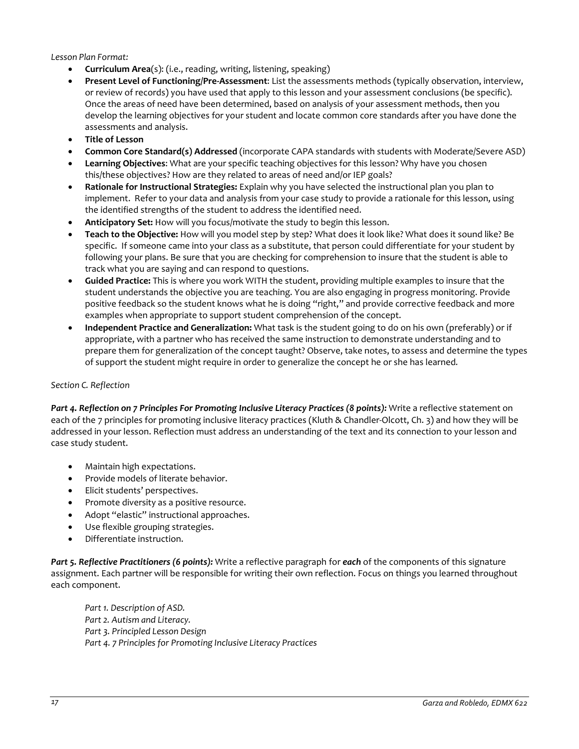*Lesson Plan Format:*

- **Curriculum Area**(s): (i.e., reading, writing, listening, speaking)
- **Present Level of Functioning/Pre-Assessment**: List the assessments methods (typically observation, interview, or review of records) you have used that apply to this lesson and your assessment conclusions (be specific). Once the areas of need have been determined, based on analysis of your assessment methods, then you develop the learning objectives for your student and locate common core standards after you have done the assessments and analysis.
- **Title of Lesson**
- **Common Core Standard(s) Addressed** (incorporate CAPA standards with students with Moderate/Severe ASD)
- **Learning Objectives**: What are your specific teaching objectives for this lesson? Why have you chosen this/these objectives? How are they related to areas of need and/or IEP goals?
- **Rationale for Instructional Strategies:** Explain why you have selected the instructional plan you plan to implement. Refer to your data and analysis from your case study to provide a rationale for this lesson, using the identified strengths of the student to address the identified need.
- **Anticipatory Set:** How will you focus/motivate the study to begin this lesson.
- **Teach to the Objective:** How will you model step by step? What does it look like? What does it sound like? Be specific. If someone came into your class as a substitute, that person could differentiate for your student by following your plans. Be sure that you are checking for comprehension to insure that the student is able to track what you are saying and can respond to questions.
- **Guided Practice:** This is where you work WITH the student, providing multiple examples to insure that the student understands the objective you are teaching. You are also engaging in progress monitoring. Provide positive feedback so the student knows what he is doing "right," and provide corrective feedback and more examples when appropriate to support student comprehension of the concept.
- **Independent Practice and Generalization:** What task is the student going to do on his own (preferably) or if appropriate, with a partner who has received the same instruction to demonstrate understanding and to prepare them for generalization of the concept taught? Observe, take notes, to assess and determine the types of support the student might require in order to generalize the concept he or she has learned.

*Section C. Reflection*

***Part 4. Reflection on 7 Principles For Promoting Inclusive Literacy Practices (8 points):*** Write a reflective statement on each of the 7 principles for promoting inclusive literacy practices (Kluth & Chandler-Olcott, Ch. 3) and how they will be addressed in your lesson. Reflection must address an understanding of the text and its connection to your lesson and case study student.

- Maintain high expectations.
- Provide models of literate behavior.
- Elicit students' perspectives.
- Promote diversity as a positive resource.
- Adopt "elastic" instructional approaches.
- Use flexible grouping strategies.
- Differentiate instruction.

***Part 5. Reflective Practitioners (6 points):*** Write a reflective paragraph for ***each*** of the components of this signature assignment. Each partner will be responsible for writing their own reflection. Focus on things you learned throughout each component.

*Part 1. Description of ASD.*
*Part 2. Autism and Literacy.*
*Part 3. Principled Lesson Design*
*Part 4. 7 Principles for Promoting Inclusive Literacy Practices*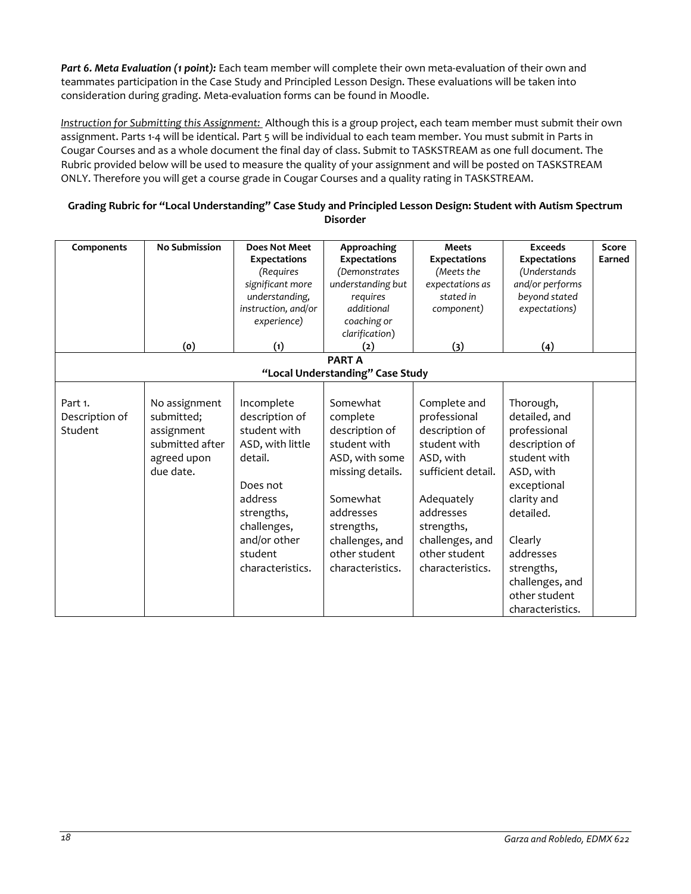***Part 6. Meta Evaluation (1 point):*** Each team member will complete their own meta-evaluation of their own and teammates participation in the Case Study and Principled Lesson Design. These evaluations will be taken into consideration during grading. Meta-evaluation forms can be found in Moodle.

*Instruction for Submitting this Assignment:* Although this is a group project, each team member must submit their own assignment. Parts 1-4 will be identical. Part 5 will be individual to each team member. You must submit in Parts in Cougar Courses and as a whole document the final day of class. Submit to TASKSTREAM as one full document. The Rubric provided below will be used to measure the quality of your assignment and will be posted on TASKSTREAM ONLY. Therefore you will get a course grade in Cougar Courses and a quality rating in TASKSTREAM.

**Grading Rubric for "Local Understanding" Case Study and Principled Lesson Design: Student with Autism Spectrum Disorder**

| Components | No Submission (0) | Does Not Meet Expectations *(Requires significant more understanding, instruction, and/or experience)* (1) | Approaching Expectations *(Demonstrates understanding but requires additional coaching or clarification)* (2) | Meets Expectations *(Meets the expectations as stated in component)* (3) | Exceeds Expectations *(Understands and/or performs beyond stated expectations)* (4) | Score Earned |
|---|---|---|---|---|---|---|
| | | | **PART A "Local Understanding" Case Study** | | | |
| Part 1. Description of Student | No assignment submitted; assignment submitted after agreed upon due date. | Incomplete description of student with ASD, with little detail. Does not address strengths, challenges, and/or other student characteristics. | Somewhat complete description of student with ASD, with some missing details. Somewhat addresses strengths, challenges, and other student characteristics. | Complete and professional description of student with ASD, with sufficient detail. Adequately addresses strengths, challenges, and other student characteristics. | Thorough, detailed, and professional description of student with ASD, with exceptional clarity and detailed. Clearly addresses strengths, challenges, and other student characteristics. | |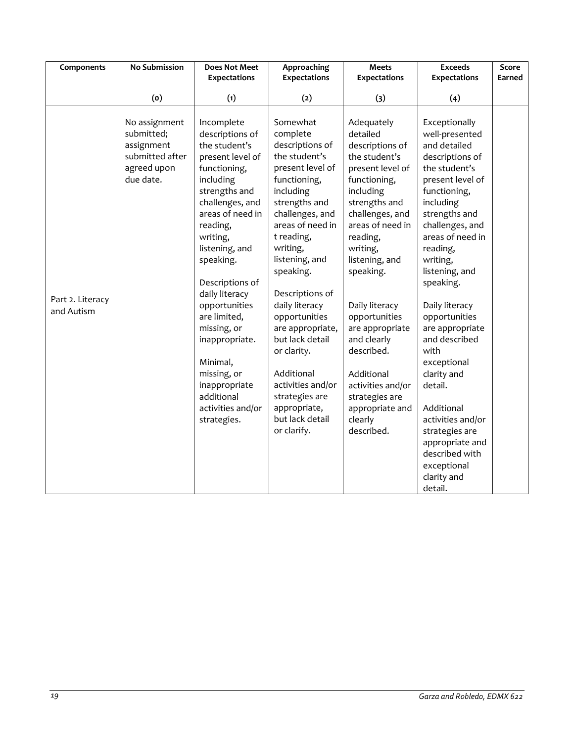| Components | No Submission<br><br>(0) | Does Not Meet Expectations<br><br>(1) | Approaching Expectations<br><br>(2) | Meets Expectations<br><br>(3) | Exceeds Expectations<br><br>(4) | Score Earned |
|---|---|---|---|---|---|---|
| Part 2. Literacy and Autism | No assignment submitted; assignment submitted after agreed upon due date. | Incomplete descriptions of the student's present level of functioning, including strengths and challenges, and areas of need in reading, writing, listening, and speaking.<br><br>Descriptions of daily literacy opportunities are limited, missing, or inappropriate.<br><br>Minimal, missing, or inappropriate additional activities and/or strategies. | Somewhat complete descriptions of the student's present level of functioning, including strengths and challenges, and areas of need in t reading, writing, listening, and speaking.<br><br>Descriptions of daily literacy opportunities are appropriate, but lack detail or clarity.<br><br>Additional activities and/or strategies are appropriate, but lack detail or clarify. | Adequately detailed descriptions of the student's present level of functioning, including strengths and challenges, and areas of need in reading, writing, listening, and speaking.<br><br>Daily literacy opportunities are appropriate and clearly described.<br><br>Additional activities and/or strategies are appropriate and clearly described. | Exceptionally well-presented and detailed descriptions of the student's present level of functioning, including strengths and challenges, and areas of need in reading, writing, listening, and speaking.<br><br>Daily literacy opportunities are appropriate and described with exceptional clarity and detail.<br><br>Additional activities and/or strategies are appropriate and described with exceptional clarity and detail. | |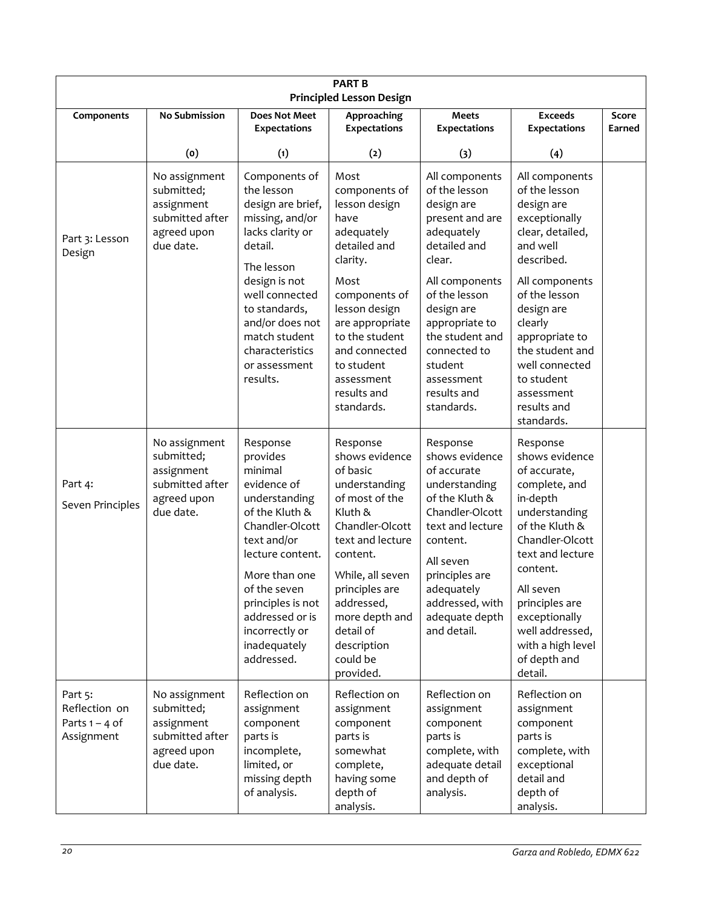| **PART B**<br>**Principled Lesson Design** | | | | | | |
|---|---|---|---|---|---|---|
| **Components** | **No Submission**<br>(0) | **Does Not Meet Expectations**<br>(1) | **Approaching Expectations**<br>(2) | **Meets Expectations**<br>(3) | **Exceeds Expectations**<br>(4) | **Score Earned** |
| Part 3: Lesson Design | No assignment submitted; assignment submitted after agreed upon due date. | Components of the lesson design are brief, missing, and/or lacks clarity or detail.<br>The lesson design is not well connected to standards, and/or does not match student characteristics or assessment results. | Most components of lesson design have adequately detailed and clarity.<br>Most components of lesson design are appropriate to the student and connected to student assessment results and standards. | All components of the lesson design are present and are adequately detailed and clear.<br>All components of the lesson design are appropriate to the student and connected to student assessment results and standards. | All components of the lesson design are exceptionally clear, detailed, and well described.<br>All components of the lesson design are clearly appropriate to the student and well connected to student assessment results and standards. | |
| Part 4: Seven Principles | No assignment submitted; assignment submitted after agreed upon due date. | Response provides minimal evidence of understanding of the Kluth & Chandler-Olcott text and/or lecture content.<br>More than one of the seven principles is not addressed or is incorrectly or inadequately addressed. | Response shows evidence of basic understanding of most of the Kluth & Chandler-Olcott text and lecture content.<br>While, all seven principles are addressed, more depth and detail of description could be provided. | Response shows evidence of accurate understanding of the Kluth & Chandler-Olcott text and lecture content.<br>All seven principles are adequately addressed, with adequate depth and detail. | Response shows evidence of accurate, complete, and in-depth understanding of the Kluth & Chandler-Olcott text and lecture content.<br>All seven principles are exceptionally well addressed, with a high level of depth and detail. | |
| Part 5: Reflection on Parts 1 – 4 of Assignment | No assignment submitted; assignment submitted after agreed upon due date. | Reflection on assignment component parts is incomplete, limited, or missing depth of analysis. | Reflection on assignment component parts is somewhat complete, having some depth of analysis. | Reflection on assignment component parts is complete, with adequate detail and depth of analysis. | Reflection on assignment component parts is complete, with exceptional detail and depth of analysis. | |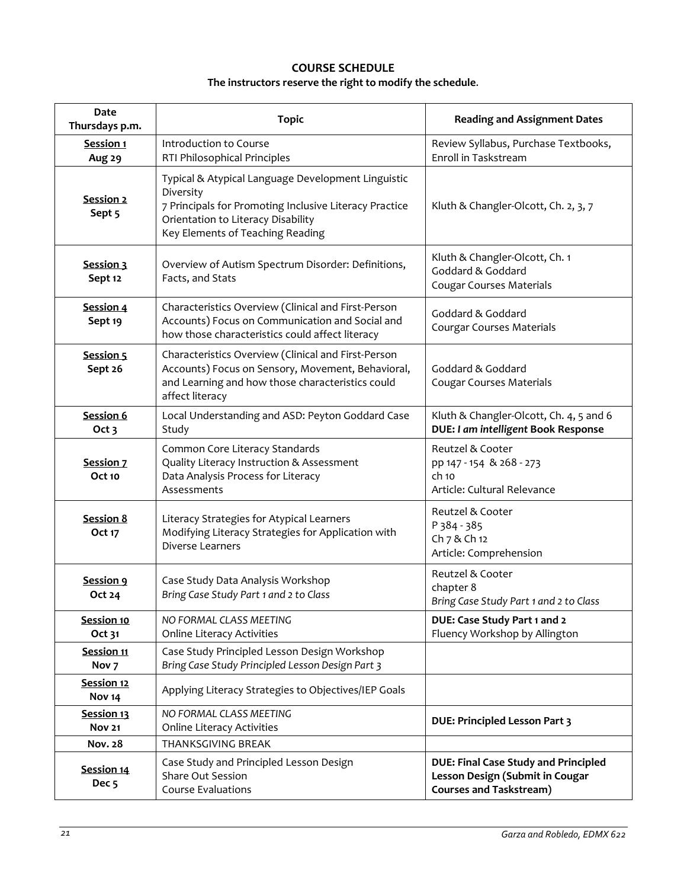## COURSE SCHEDULE

**The instructors reserve the right to modify the schedule.**

| Date Thursdays p.m. | Topic | Reading and Assignment Dates |
|---|---|---|
| **Session 1** **Aug 29** | Introduction to Course<br>RTI Philosophical Principles | Review Syllabus, Purchase Textbooks, Enroll in Taskstream |
| **Session 2** **Sept 5** | Typical & Atypical Language Development Linguistic Diversity<br>7 Principals for Promoting Inclusive Literacy Practice<br>Orientation to Literacy Disability<br>Key Elements of Teaching Reading | Kluth & Changler-Olcott, Ch. 2, 3, 7 |
| **Session 3** **Sept 12** | Overview of Autism Spectrum Disorder: Definitions, Facts, and Stats | Kluth & Changler-Olcott, Ch. 1<br>Goddard & Goddard<br>Cougar Courses Materials |
| **Session 4** **Sept 19** | Characteristics Overview (Clinical and First-Person Accounts) Focus on Communication and Social and how those characteristics could affect literacy | Goddard & Goddard<br>Courgar Courses Materials |
| **Session 5** **Sept 26** | Characteristics Overview (Clinical and First-Person Accounts) Focus on Sensory, Movement, Behavioral, and Learning and how those characteristics could affect literacy | Goddard & Goddard<br>Cougar Courses Materials |
| **Session 6** **Oct 3** | Local Understanding and ASD: Peyton Goddard Case Study | Kluth & Changler-Olcott, Ch. 4, 5 and 6<br>**DUE: *I am intelligent* Book Response** |
| **Session 7** **Oct 10** | Common Core Literacy Standards<br>Quality Literacy Instruction & Assessment<br>Data Analysis Process for Literacy Assessments | Reutzel & Cooter<br>pp 147 - 154 & 268 - 273<br>ch 10<br>Article: Cultural Relevance |
| **Session 8** **Oct 17** | Literacy Strategies for Atypical Learners<br>Modifying Literacy Strategies for Application with Diverse Learners | Reutzel & Cooter<br>P 384 - 385<br>Ch 7 & Ch 12<br>Article: Comprehension |
| **Session 9** **Oct 24** | Case Study Data Analysis Workshop<br>*Bring Case Study Part 1 and 2 to Class* | Reutzel & Cooter<br>chapter 8<br>*Bring Case Study Part 1 and 2 to Class* |
| **Session 10** **Oct 31** | *NO FORMAL CLASS MEETING*<br>Online Literacy Activities | **DUE: Case Study Part 1 and 2**<br>Fluency Workshop by Allington |
| **Session 11** **Nov 7** | Case Study Principled Lesson Design Workshop<br>*Bring Case Study Principled Lesson Design Part 3* | |
| **Session 12** **Nov 14** | Applying Literacy Strategies to Objectives/IEP Goals | |
| **Session 13** **Nov 21** | *NO FORMAL CLASS MEETING*<br>Online Literacy Activities | **DUE: Principled Lesson Part 3** |
| **Nov. 28** | THANKSGIVING BREAK | |
| **Session 14** **Dec 5** | Case Study and Principled Lesson Design<br>Share Out Session<br>Course Evaluations | **DUE: Final Case Study and Principled Lesson Design (Submit in Cougar Courses and Taskstream)** |